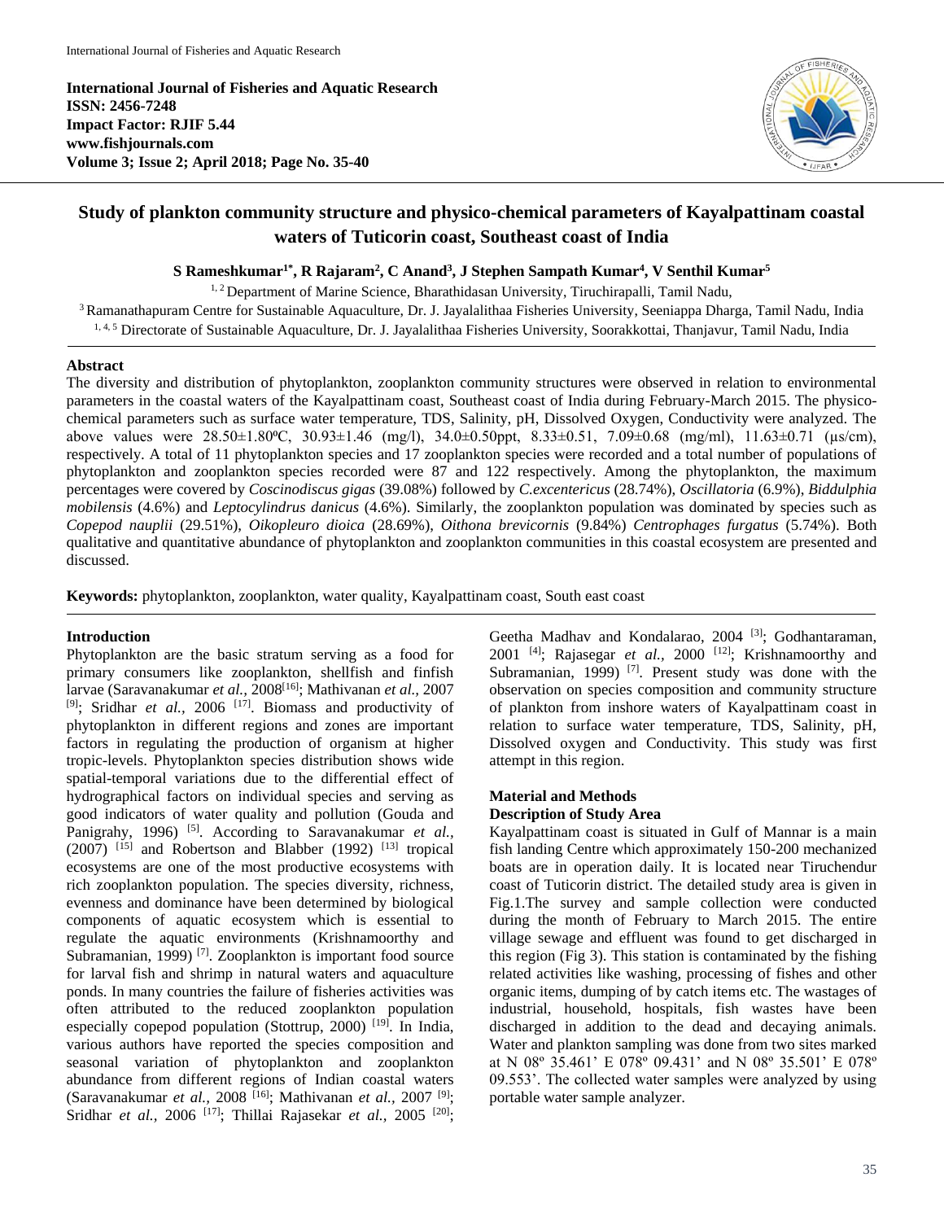**International Journal of Fisheries and Aquatic Research**
**ISSN: 2456-7248**
**Impact Factor: RJIF 5.44**
**www.fishjournals.com**
**Volume 3; Issue 2; April 2018; Page No. 35-40**

# Study of plankton community structure and physico-chemical parameters of Kayalpattinam coastal waters of Tuticorin coast, Southeast coast of India

**S Rameshkumar[1*], R Rajaram[2], C Anand[3], J Stephen Sampath Kumar[4], V Senthil Kumar[5]**

[1, 2] Department of Marine Science, Bharathidasan University, Tiruchirapalli, Tamil Nadu,
[3] Ramanathapuram Centre for Sustainable Aquaculture, Dr. J. Jayalalithaa Fisheries University, Seeniappa Dharga, Tamil Nadu, India
[1, 4, 5] Directorate of Sustainable Aquaculture, Dr. J. Jayalalithaa Fisheries University, Soorakkottai, Thanjavur, Tamil Nadu, India

## Abstract

The diversity and distribution of phytoplankton, zooplankton community structures were observed in relation to environmental parameters in the coastal waters of the Kayalpattinam coast, Southeast coast of India during February-March 2015. The physico-chemical parameters such as surface water temperature, TDS, Salinity, pH, Dissolved Oxygen, Conductivity were analyzed. The above values were 28.50±1.80ºC, 30.93±1.46 (mg/l), 34.0±0.50ppt, 8.33±0.51, 7.09±0.68 (mg/ml), 11.63±0.71 (µs/cm), respectively. A total of 11 phytoplankton species and 17 zooplankton species were recorded and a total number of populations of phytoplankton and zooplankton species recorded were 87 and 122 respectively. Among the phytoplankton, the maximum percentages were covered by *Coscinodiscus gigas* (39.08%) followed by *C.excentericus* (28.74%), *Oscillatoria* (6.9%), *Biddulphia mobilensis* (4.6%) and *Leptocylindrus danicus* (4.6%). Similarly, the zooplankton population was dominated by species such as *Copepod nauplii* (29.51%), *Oikopleuro dioica* (28.69%), *Oithona brevicornis* (9.84%) *Centrophages furgatus* (5.74%). Both qualitative and quantitative abundance of phytoplankton and zooplankton communities in this coastal ecosystem are presented and discussed.

**Keywords:** phytoplankton, zooplankton, water quality, Kayalpattinam coast, South east coast

## Introduction

Phytoplankton are the basic stratum serving as a food for primary consumers like zooplankton, shellfish and finfish larvae (Saravanakumar *et al.,* 2008[16]; Mathivanan *et al.,* 2007 [9]; Sridhar *et al.,* 2006 [17]. Biomass and productivity of phytoplankton in different regions and zones are important factors in regulating the production of organism at higher tropic-levels. Phytoplankton species distribution shows wide spatial-temporal variations due to the differential effect of hydrographical factors on individual species and serving as good indicators of water quality and pollution (Gouda and Panigrahy, 1996) [5]. According to Saravanakumar *et al.,* (2007) [15] and Robertson and Blabber (1992) [13] tropical ecosystems are one of the most productive ecosystems with rich zooplankton population. The species diversity, richness, evenness and dominance have been determined by biological components of aquatic environments which is essential to regulate the aquatic ecosystem (Krishnamoorthy and Subramanian, 1999) [7]. Zooplankton is important food source for larval fish and shrimp in natural waters and aquaculture ponds. In many countries the failure of fisheries activities was often attributed to the reduced zooplankton population especially copepod population (Stottrup, 2000) [19]. In India, various authors have reported the species composition and seasonal variation of phytoplankton and zooplankton abundance from different regions of Indian coastal waters (Saravanakumar *et al.,* 2008 [16]; Mathivanan *et al.,* 2007 [9]; Sridhar *et al.,* 2006 [17]; Thillai Rajasekar *et al.,* 2005 [20]; Geetha Madhav and Kondalarao, 2004 [3]; Godhantaraman, 2001 [4]; Rajasegar *et al.,* 2000 [12]; Krishnamoorthy and Subramanian, 1999) [7]. Present study was done with the observation on species composition and community structure of plankton from inshore waters of Kayalpattinam coast in relation to surface water temperature, TDS, Salinity, pH, Dissolved oxygen and Conductivity. This study was first attempt in this region.

## Material and Methods

### Description of Study Area

Kayalpattinam coast is situated in Gulf of Mannar is a main fish landing Centre which approximately 150-200 mechanized boats are in operation daily. It is located near Tiruchendur coast of Tuticorin district. The detailed study area is given in Fig.1.The survey and sample collection were conducted during the month of February to March 2015. The entire village sewage and effluent was found to get discharged in this region (Fig 3). This station is contaminated by the fishing related activities like washing, processing of fishes and other organic items, dumping of by catch items etc. The wastages of industrial, household, hospitals, fish wastes have been discharged in addition to the dead and decaying animals. Water and plankton sampling was done from two sites marked at N 08º 35.461' E 078º 09.431' and N 08º 35.501' E 078º 09.553'. The collected water samples were analyzed by using portable water sample analyzer.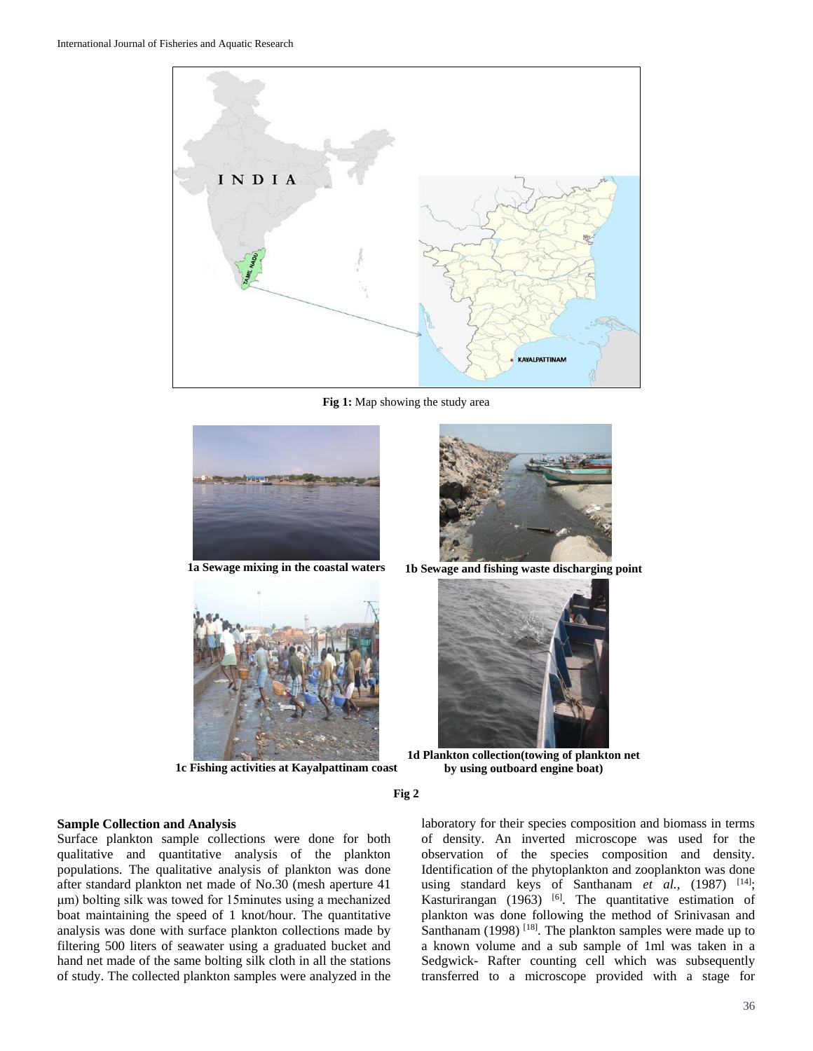Fig 1: Map showing the study area

1a Sewage mixing in the coastal waters

1b Sewage and fishing waste discharging point

1c Fishing activities at Kayalpattinam coast

1d Plankton collection(towing of plankton net by using outboard engine boat)

Fig 2

### Sample Collection and Analysis

Surface plankton sample collections were done for both qualitative and quantitative analysis of the plankton populations. The qualitative analysis of plankton was done after standard plankton net made of No.30 (mesh aperture 41 μm) bolting silk was towed for 15minutes using a mechanized boat maintaining the speed of 1 knot/hour. The quantitative analysis was done with surface plankton collections made by filtering 500 liters of seawater using a graduated bucket and hand net made of the same bolting silk cloth in all the stations of study. The collected plankton samples were analyzed in the laboratory for their species composition and biomass in terms of density. An inverted microscope was used for the observation of the species composition and density. Identification of the phytoplankton and zooplankton was done using standard keys of Santhanam *et al.,* (1987) [14]; Kasturirangan (1963) [6]. The quantitative estimation of plankton was done following the method of Srinivasan and Santhanam (1998) [18]. The plankton samples were made up to a known volume and a sub sample of 1ml was taken in a Sedgwick- Rafter counting cell which was subsequently transferred to a microscope provided with a stage for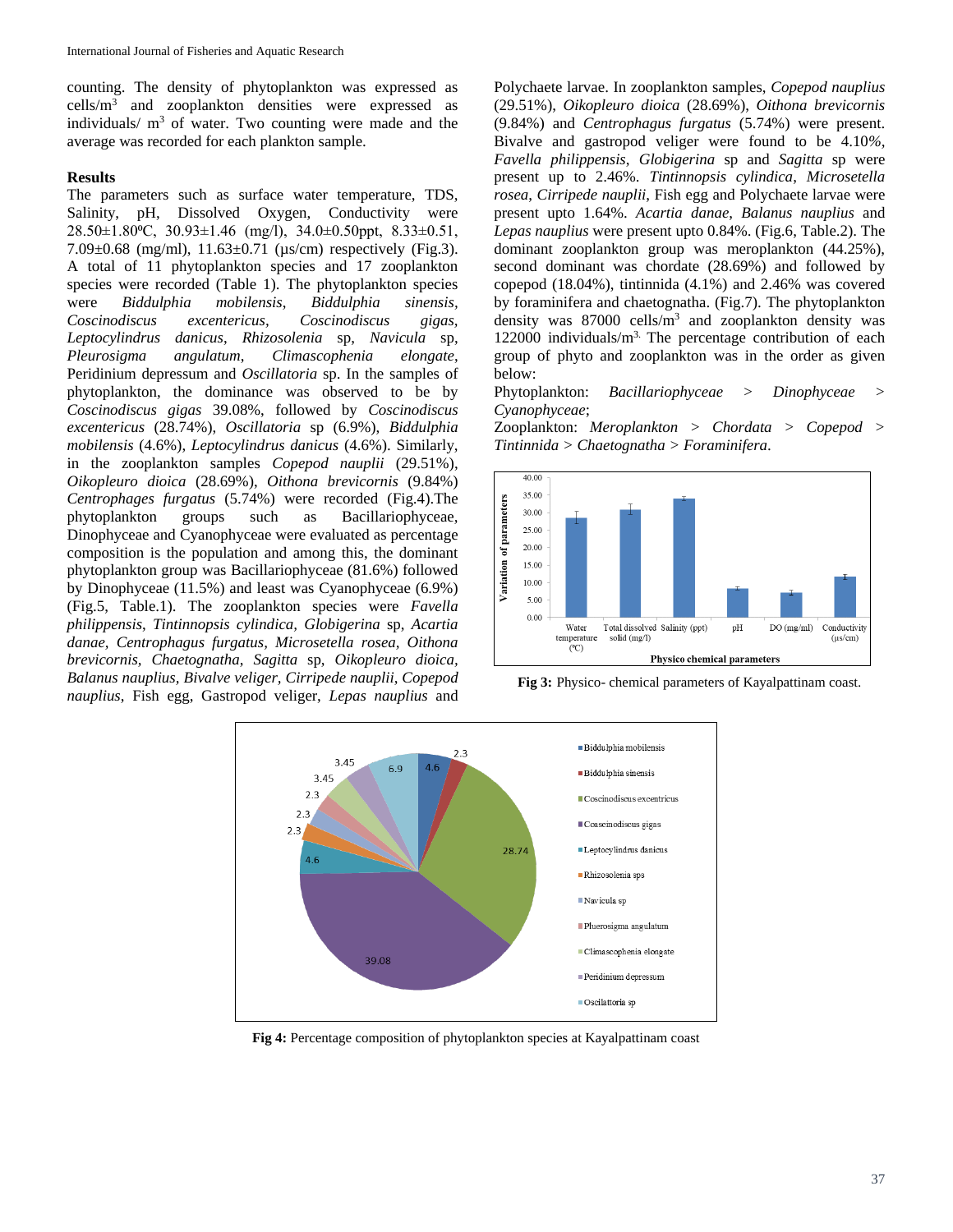counting. The density of phytoplankton was expressed as cells/$m^3$ and zooplankton densities were expressed as individuals/ $m^3$ of water. Two counting were made and the average was recorded for each plankton sample.

**Results**

The parameters such as surface water temperature, TDS, Salinity, pH, Dissolved Oxygen, Conductivity were 28.50±1.80ºC, 30.93±1.46 (mg/l), 34.0±0.50ppt, 8.33±0.51, 7.09±0.68 (mg/ml), 11.63±0.71 (µs/cm) respectively (Fig.3). A total of 11 phytoplankton species and 17 zooplankton species were recorded (Table 1). The phytoplankton species were *Biddulphia mobilensis*, *Biddulphia sinensis*, *Coscinodiscus excentericus*, *Coscinodiscus gigas*, *Leptocylindrus danicus*, *Rhizosolenia* sp, *Navicula* sp, *Pleurosigma angulatum*, *Climascophenia elongate*, Peridinium depressum and *Oscillatoria* sp. In the samples of phytoplankton, the dominance was observed to be by *Coscinodiscus gigas* 39.08%, followed by *Coscinodiscus excentericus* (28.74%), *Oscillatoria* sp (6.9%), *Biddulphia mobilensis* (4.6%), *Leptocylindrus danicus* (4.6%). Similarly, in the zooplankton samples *Copepod nauplii* (29.51%), *Oikopleuro dioica* (28.69%), *Oithona brevicornis* (9.84%) *Centrophages furgatus* (5.74%) were recorded (Fig.4).The phytoplankton groups such as Bacillariophyceae, Dinophyceae and Cyanophyceae were evaluated as percentage composition is the population and among this, the dominant phytoplankton group was Bacillariophyceae (81.6%) followed by Dinophyceae (11.5%) and least was Cyanophyceae (6.9%) (Fig.5, Table.1). The zooplankton species were *Favella philippensis*, *Tintinnopsis cylindica*, *Globigerina* sp, *Acartia danae*, *Centrophagus furgatus*, *Microsetella rosea*, *Oithona brevicornis*, *Chaetognatha*, *Sagitta* sp, *Oikopleuro dioica*, *Balanus nauplius*, *Bivalve veliger*, *Cirripede nauplii*, *Copepod nauplius*, Fish egg, Gastropod veliger, *Lepas nauplius* and Polychaete larvae. In zooplankton samples, *Copepod nauplius* (29.51%), *Oikopleuro dioica* (28.69%), *Oithona brevicornis* (9.84%) and *Centrophagus furgatus* (5.74%) were present. Bivalve and gastropod veliger were found to be 4.10*%*, *Favella philippensis*, *Globigerina* sp and *Sagitta* sp were present up to 2.46%. *Tintinnopsis cylindica*, *Microsetella rosea*, *Cirripede nauplii*, Fish egg and Polychaete larvae were present upto 1.64%. *Acartia danae*, *Balanus nauplius* and *Lepas nauplius* were present upto 0.84%. (Fig.6, Table.2). The dominant zooplankton group was meroplankton (44.25%), second dominant was chordate (28.69%) and followed by copepod (18.04%), tintinnida (4.1%) and 2.46% was covered by foraminifera and chaetognatha. (Fig.7). The phytoplankton density was 87000 cells/$m^3$ and zooplankton density was 122000 individuals/$m^3$. The percentage contribution of each group of phyto and zooplankton was in the order as given below:

Phytoplankton: *Bacillariophyceae* > *Dinophyceae* > *Cyanophyceae*;

Zooplankton: *Meroplankton* > *Chordata* > *Copepod* > *Tintinnida* > *Chaetognatha* > *Foraminifera*.

**Fig 3:** Physico- chemical parameters of Kayalpattinam coast.

**Fig 4:** Percentage composition of phytoplankton species at Kayalpattinam coast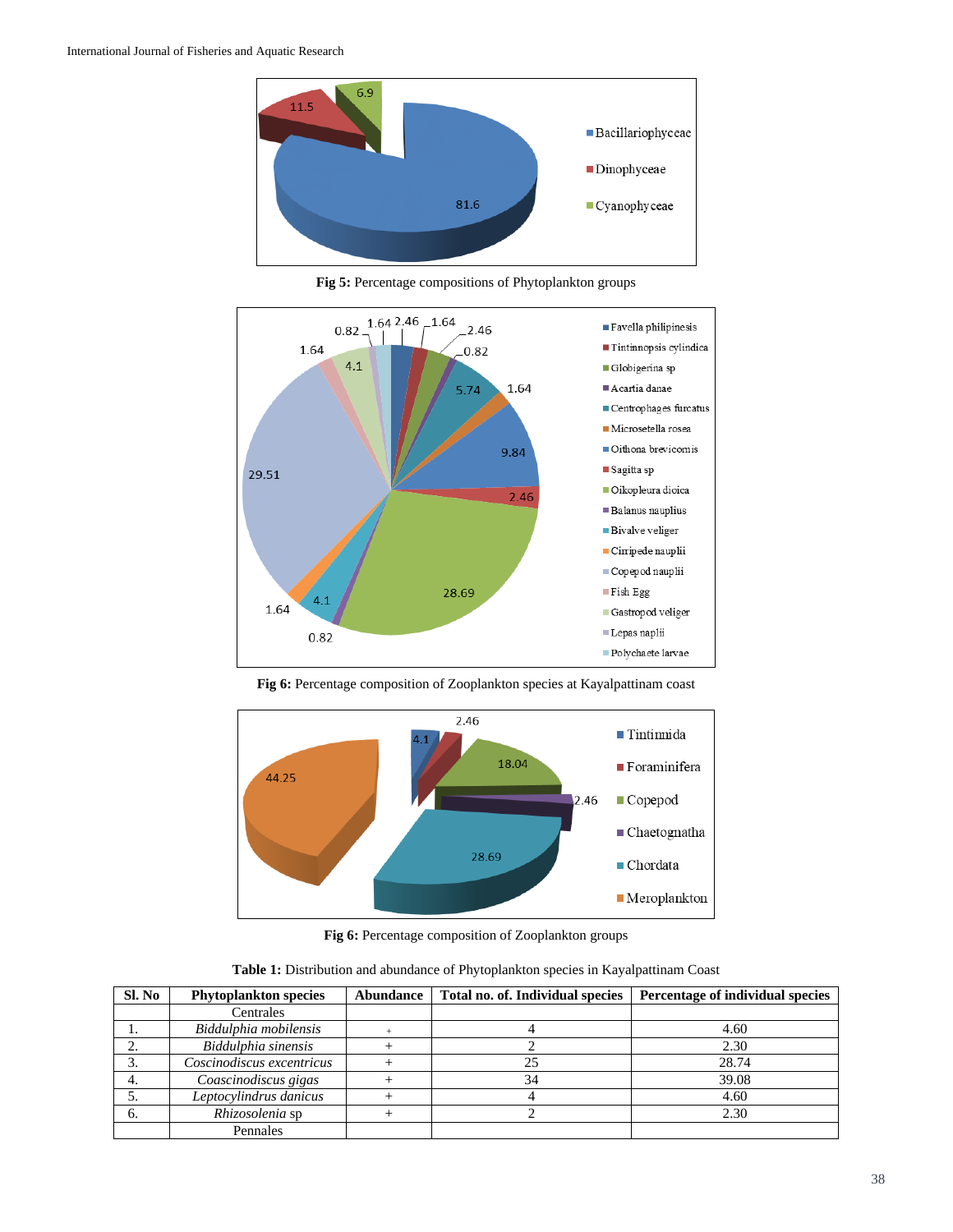**Fig 5:** Percentage compositions of Phytoplankton groups

**Fig 6:** Percentage composition of Zooplankton species at Kayalpattinam coast

**Fig 6:** Percentage composition of Zooplankton groups

**Table 1:** Distribution and abundance of Phytoplankton species in Kayalpattinam Coast

| Sl. No | Phytoplankton species | Abundance | Total no. of. Individual species | Percentage of individual species |
|---|---|---|---|---|
| | Centrales | | | |
| 1. | *Biddulphia mobilensis* | + | 4 | 4.60 |
| 2. | *Biddulphia sinensis* | + | 2 | 2.30 |
| 3. | *Coscinodiscus excentricus* | + | 25 | 28.74 |
| 4. | *Coascinodiscus gigas* | + | 34 | 39.08 |
| 5. | *Leptocylindrus danicus* | + | 4 | 4.60 |
| 6. | *Rhizosolenia* sp | + | 2 | 2.30 |
| | Pennales | | | |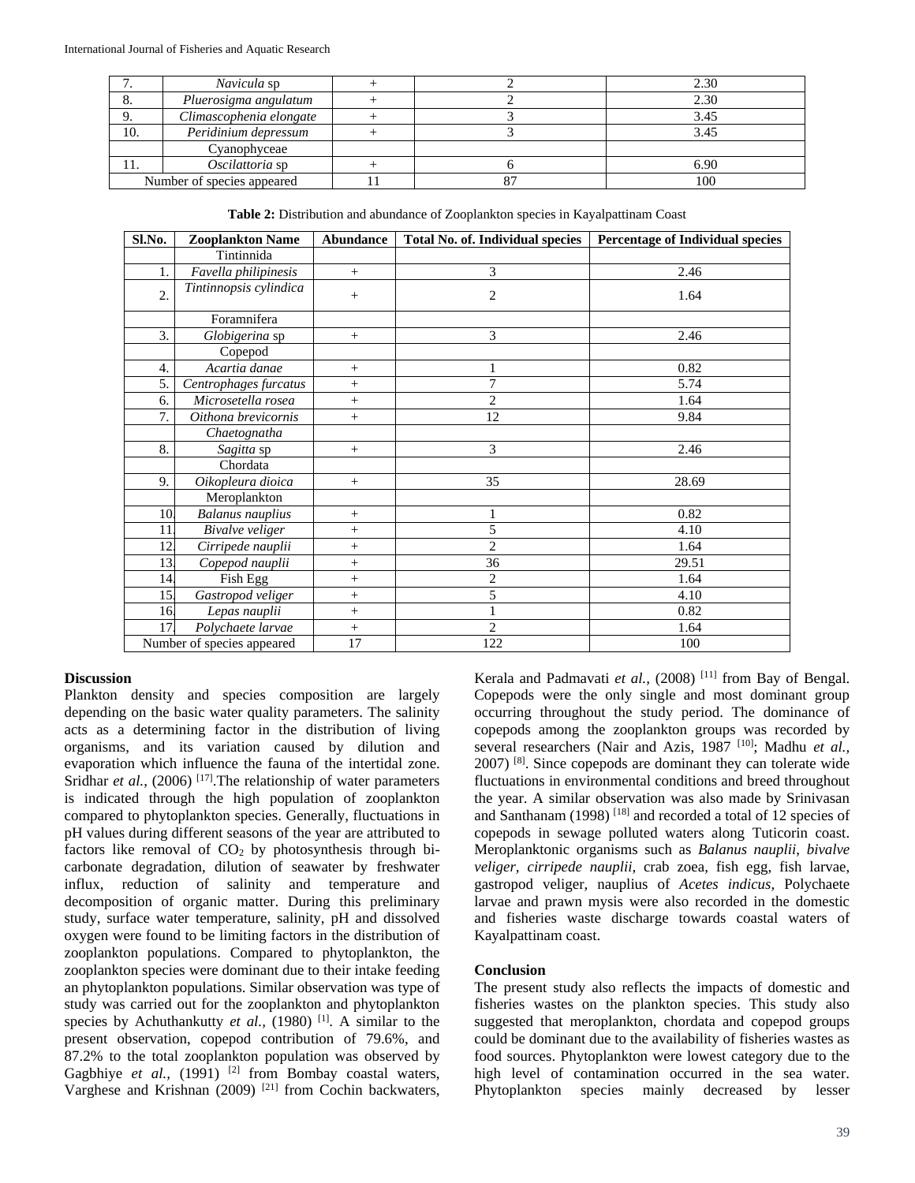| 7. | *Navicula* sp | + | 2 | 2.30 |
|---|---|---|---|---|
| 8. | *Pluerosigma angulatum* | + | 2 | 2.30 |
| 9. | *Climascophenia elongate* | + | 3 | 3.45 |
| 10. | *Peridinium depressum* | + | 3 | 3.45 |
| | Cyanophyceae | | | |
| 11. | *Oscilattoria* sp | + | 6 | 6.90 |
| Number of species appeared | | 11 | 87 | 100 |

**Table 2:** Distribution and abundance of Zooplankton species in Kayalpattinam Coast

| Sl.No. | Zooplankton Name | Abundance | Total No. of. Individual species | Percentage of Individual species |
|---|---|---|---|---|
| | Tintinnida | | | |
| 1. | *Favella philipinesis* | + | 3 | 2.46 |
| 2. | *Tintinnopsis cylindica* | + | 2 | 1.64 |
| | Foramnifera | | | |
| 3. | *Globigerina* sp | + | 3 | 2.46 |
| | Copepod | | | |
| 4. | *Acartia danae* | + | 1 | 0.82 |
| 5. | *Centrophages furcatus* | + | 7 | 5.74 |
| 6. | *Microsetella rosea* | + | 2 | 1.64 |
| 7. | *Oithona brevicornis* | + | 12 | 9.84 |
| | *Chaetognatha* | | | |
| 8. | *Sagitta* sp | + | 3 | 2.46 |
| | Chordata | | | |
| 9. | *Oikopleura dioica* | + | 35 | 28.69 |
| | Meroplankton | | | |
| 10. | *Balanus nauplius* | + | 1 | 0.82 |
| 11. | *Bivalve veliger* | + | 5 | 4.10 |
| 12. | *Cirripede nauplii* | + | 2 | 1.64 |
| 13. | *Copepod nauplii* | + | 36 | 29.51 |
| 14. | Fish Egg | + | 2 | 1.64 |
| 15. | *Gastropod veliger* | + | 5 | 4.10 |
| 16. | *Lepas nauplii* | + | 1 | 0.82 |
| 17. | *Polychaete larvae* | + | 2 | 1.64 |
| Number of species appeared | | 17 | 122 | 100 |

## Discussion

Plankton density and species composition are largely depending on the basic water quality parameters. The salinity acts as a determining factor in the distribution of living organisms, and its variation caused by dilution and evaporation which influence the fauna of the intertidal zone. Sridhar *et al.,* (2006) [17].The relationship of water parameters is indicated through the high population of zooplankton compared to phytoplankton species. Generally, fluctuations in pH values during different seasons of the year are attributed to factors like removal of $CO_2$ by photosynthesis through bi-carbonate degradation, dilution of seawater by freshwater influx, reduction of salinity and temperature and decomposition of organic matter. During this preliminary study, surface water temperature, salinity, pH and dissolved oxygen were found to be limiting factors in the distribution of zooplankton populations. Compared to phytoplankton, the zooplankton species were dominant due to their intake feeding an phytoplankton populations. Similar observation was type of study was carried out for the zooplankton and phytoplankton species by Achuthankutty *et al.,* (1980) [1]. A similar to the present observation, copepod contribution of 79.6%, and 87.2% to the total zooplankton population was observed by Gagbhiye *et al.,* (1991) [2] from Bombay coastal waters, Varghese and Krishnan (2009) [21] from Cochin backwaters, Kerala and Padmavati *et al.,* (2008) [11] from Bay of Bengal. Copepods were the only single and most dominant group occurring throughout the study period. The dominance of copepods among the zooplankton groups was recorded by several researchers (Nair and Azis, 1987 [10]; Madhu *et al.,* 2007) [8]. Since copepods are dominant they can tolerate wide fluctuations in environmental conditions and breed throughout the year. A similar observation was also made by Srinivasan and Santhanam (1998) [18] and recorded a total of 12 species of copepods in sewage polluted waters along Tuticorin coast. Meroplanktonic organisms such as *Balanus nauplii*, *bivalve veliger*, *cirripede nauplii*, crab zoea, fish egg, fish larvae, gastropod veliger, nauplius of *Acetes indicus*, Polychaete larvae and prawn mysis were also recorded in the domestic and fisheries waste discharge towards coastal waters of Kayalpattinam coast.

## Conclusion

The present study also reflects the impacts of domestic and fisheries wastes on the plankton species. This study also suggested that meroplankton, chordata and copepod groups could be dominant due to the availability of fisheries wastes as food sources. Phytoplankton were lowest category due to the high level of contamination occurred in the sea water. Phytoplankton species mainly decreased by lesser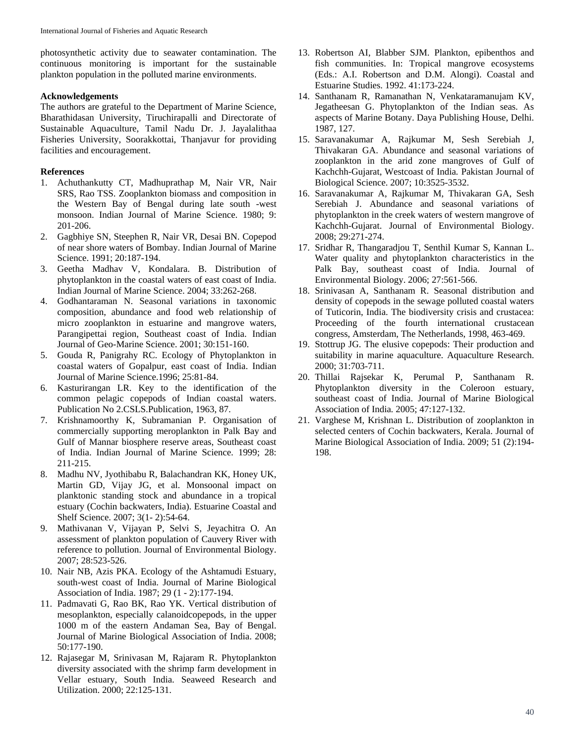photosynthetic activity due to seawater contamination. The continuous monitoring is important for the sustainable plankton population in the polluted marine environments.

**Acknowledgements**

The authors are grateful to the Department of Marine Science, Bharathidasan University, Tiruchirapalli and Directorate of Sustainable Aquaculture, Tamil Nadu Dr. J. Jayalalithaa Fisheries University, Soorakkottai, Thanjavur for providing facilities and encouragement.

**References**

1. Achuthankutty CT, Madhuprathap M, Nair VR, Nair SRS, Rao TSS. Zooplankton biomass and composition in the Western Bay of Bengal during late south -west monsoon. Indian Journal of Marine Science. 1980; 9: 201-206.
2. Gagbhiye SN, Steephen R, Nair VR, Desai BN. Copepod of near shore waters of Bombay. Indian Journal of Marine Science. 1991; 20:187-194.
3. Geetha Madhav V, Kondalara. B. Distribution of phytoplankton in the coastal waters of east coast of India. Indian Journal of Marine Science. 2004; 33:262-268.
4. Godhantaraman N. Seasonal variations in taxonomic composition, abundance and food web relationship of micro zooplankton in estuarine and mangrove waters, Parangipettai region, Southeast coast of India. Indian Journal of Geo-Marine Science. 2001; 30:151-160.
5. Gouda R, Panigrahy RC. Ecology of Phytoplankton in coastal waters of Gopalpur, east coast of India. Indian Journal of Marine Science.1996; 25:81-84.
6. Kasturirangan LR. Key to the identification of the common pelagic copepods of Indian coastal waters. Publication No 2.CSLS.Publication, 1963, 87.
7. Krishnamoorthy K, Subramanian P. Organisation of commercially supporting meroplankton in Palk Bay and Gulf of Mannar biosphere reserve areas, Southeast coast of India. Indian Journal of Marine Science. 1999; 28: 211-215.
8. Madhu NV, Jyothibabu R, Balachandran KK, Honey UK, Martin GD, Vijay JG, et al. Monsoonal impact on planktonic standing stock and abundance in a tropical estuary (Cochin backwaters, India). Estuarine Coastal and Shelf Science. 2007; 3(1- 2):54-64.
9. Mathivanan V, Vijayan P, Selvi S, Jeyachitra O. An assessment of plankton population of Cauvery River with reference to pollution. Journal of Environmental Biology. 2007; 28:523-526.
10. Nair NB, Azis PKA. Ecology of the Ashtamudi Estuary, south-west coast of India. Journal of Marine Biological Association of India. 1987; 29 (1 - 2):177-194.
11. Padmavati G, Rao BK, Rao YK. Vertical distribution of mesoplankton, especially calanoidcopepods, in the upper 1000 m of the eastern Andaman Sea, Bay of Bengal. Journal of Marine Biological Association of India. 2008; 50:177-190.
12. Rajasegar M, Srinivasan M, Rajaram R. Phytoplankton diversity associated with the shrimp farm development in Vellar estuary, South India. Seaweed Research and Utilization. 2000; 22:125-131.
13. Robertson AI, Blabber SJM. Plankton, epibenthos and fish communities. In: Tropical mangrove ecosystems (Eds.: A.I. Robertson and D.M. Alongi). Coastal and Estuarine Studies. 1992. 41:173-224.
14. Santhanam R, Ramanathan N, Venkataramanujam KV, Jegatheesan G. Phytoplankton of the Indian seas. As aspects of Marine Botany. Daya Publishing House, Delhi. 1987, 127.
15. Saravanakumar A, Rajkumar M, Sesh Serebiah J, Thivakaran GA. Abundance and seasonal variations of zooplankton in the arid zone mangroves of Gulf of Kachchh-Gujarat, Westcoast of India. Pakistan Journal of Biological Science. 2007; 10:3525-3532.
16. Saravanakumar A, Rajkumar M, Thivakaran GA, Sesh Serebiah J. Abundance and seasonal variations of phytoplankton in the creek waters of western mangrove of Kachchh-Gujarat. Journal of Environmental Biology. 2008; 29:271-274.
17. Sridhar R, Thangaradjou T, Senthil Kumar S, Kannan L. Water quality and phytoplankton characteristics in the Palk Bay, southeast coast of India. Journal of Environmental Biology. 2006; 27:561-566.
18. Srinivasan A, Santhanam R. Seasonal distribution and density of copepods in the sewage polluted coastal waters of Tuticorin, India. The biodiversity crisis and crustacea: Proceeding of the fourth international crustacean congress, Amsterdam, The Netherlands, 1998, 463-469.
19. Stottrup JG. The elusive copepods: Their production and suitability in marine aquaculture. Aquaculture Research. 2000; 31:703-711.
20. Thillai Rajsekar K, Perumal P, Santhanam R. Phytoplankton diversity in the Coleroon estuary, southeast coast of India. Journal of Marine Biological Association of India. 2005; 47:127-132.
21. Varghese M, Krishnan L. Distribution of zooplankton in selected centers of Cochin backwaters, Kerala. Journal of Marine Biological Association of India. 2009; 51 (2):194-198.